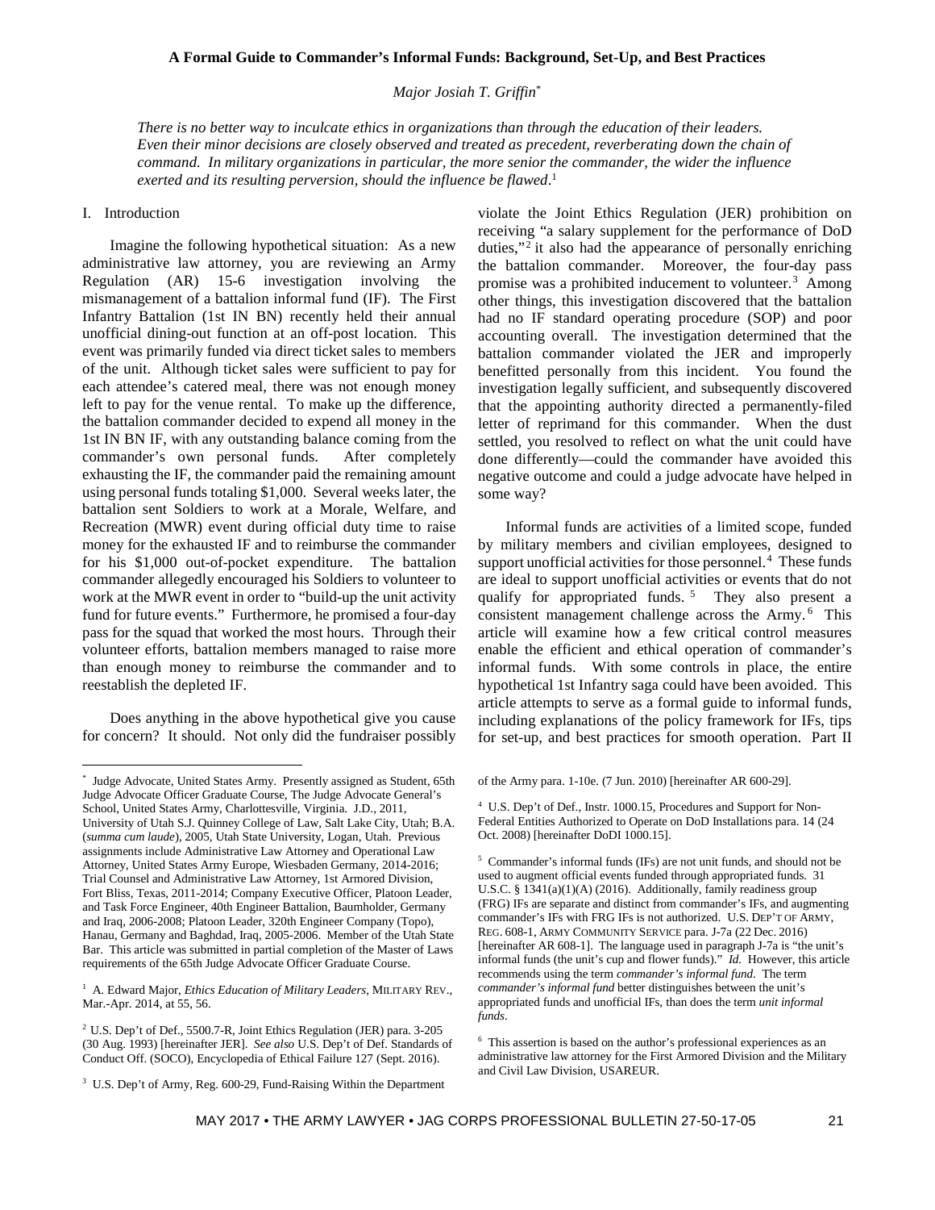# A Formal Guide to Commander's Informal Funds: Background, Set-Up, and Best Practices

*Major Josiah T. Griffin*[*]

*There is no better way to inculcate ethics in organizations than through the education of their leaders. Even their minor decisions are closely observed and treated as precedent, reverberating down the chain of command. In military organizations in particular, the more senior the commander, the wider the influence exerted and its resulting perversion, should the influence be flawed*.[1]

## I. Introduction

Imagine the following hypothetical situation: As a new administrative law attorney, you are reviewing an Army Regulation (AR) 15-6 investigation involving the mismanagement of a battalion informal fund (IF). The First Infantry Battalion (1st IN BN) recently held their annual unofficial dining-out function at an off-post location. This event was primarily funded via direct ticket sales to members of the unit. Although ticket sales were sufficient to pay for each attendee's catered meal, there was not enough money left to pay for the venue rental. To make up the difference, the battalion commander decided to expend all money in the 1st IN BN IF, with any outstanding balance coming from the commander's own personal funds. After completely exhausting the IF, the commander paid the remaining amount using personal funds totaling $1,000. Several weeks later, the battalion sent Soldiers to work at a Morale, Welfare, and Recreation (MWR) event during official duty time to raise money for the exhausted IF and to reimburse the commander for his $1,000 out-of-pocket expenditure. The battalion commander allegedly encouraged his Soldiers to volunteer to work at the MWR event in order to "build-up the unit activity fund for future events." Furthermore, he promised a four-day pass for the squad that worked the most hours. Through their volunteer efforts, battalion members managed to raise more than enough money to reimburse the commander and to reestablish the depleted IF.

Does anything in the above hypothetical give you cause for concern? It should. Not only did the fundraiser possibly violate the Joint Ethics Regulation (JER) prohibition on receiving "a salary supplement for the performance of DoD duties,"[2] it also had the appearance of personally enriching the battalion commander. Moreover, the four-day pass promise was a prohibited inducement to volunteer.[3] Among other things, this investigation discovered that the battalion had no IF standard operating procedure (SOP) and poor accounting overall. The investigation determined that the battalion commander violated the JER and improperly benefitted personally from this incident. You found the investigation legally sufficient, and subsequently discovered that the appointing authority directed a permanently-filed letter of reprimand for this commander. When the dust settled, you resolved to reflect on what the unit could have done differently—could the commander have avoided this negative outcome and could a judge advocate have helped in some way?

Informal funds are activities of a limited scope, funded by military members and civilian employees, designed to support unofficial activities for those personnel.[4] These funds are ideal to support unofficial activities or events that do not qualify for appropriated funds.[5] They also present a consistent management challenge across the Army.[6] This article will examine how a few critical control measures enable the efficient and ethical operation of commander's informal funds. With some controls in place, the entire hypothetical 1st Infantry saga could have been avoided. This article attempts to serve as a formal guide to informal funds, including explanations of the policy framework for IFs, tips for set-up, and best practices for smooth operation. Part II

---

[*] Judge Advocate, United States Army. Presently assigned as Student, 65th Judge Advocate Officer Graduate Course, The Judge Advocate General's School, United States Army, Charlottesville, Virginia. J.D., 2011, University of Utah S.J. Quinney College of Law, Salt Lake City, Utah; B.A. (*summa cum laude*), 2005, Utah State University, Logan, Utah. Previous assignments include Administrative Law Attorney and Operational Law Attorney, United States Army Europe, Wiesbaden Germany, 2014-2016; Trial Counsel and Administrative Law Attorney, 1st Armored Division, Fort Bliss, Texas, 2011-2014; Company Executive Officer, Platoon Leader, and Task Force Engineer, 40th Engineer Battalion, Baumholder, Germany and Iraq, 2006-2008; Platoon Leader, 320th Engineer Company (Topo), Hanau, Germany and Baghdad, Iraq, 2005-2006. Member of the Utah State Bar. This article was submitted in partial completion of the Master of Laws requirements of the 65th Judge Advocate Officer Graduate Course.

[1] A. Edward Major, *Ethics Education of Military Leaders*, MILITARY REV., Mar.-Apr. 2014, at 55, 56.

[2] U.S. Dep't of Def., 5500.7-R, Joint Ethics Regulation (JER) para. 3-205 (30 Aug. 1993) [hereinafter JER]. *See also* U.S. Dep't of Def. Standards of Conduct Off. (SOCO), Encyclopedia of Ethical Failure 127 (Sept. 2016).

[3] U.S. Dep't of Army, Reg. 600-29, Fund-Raising Within the Department of the Army para. 1-10e. (7 Jun. 2010) [hereinafter AR 600-29].

[4] U.S. Dep't of Def., Instr. 1000.15, Procedures and Support for Non-Federal Entities Authorized to Operate on DoD Installations para. 14 (24 Oct. 2008) [hereinafter DoDI 1000.15].

[5] Commander's informal funds (IFs) are not unit funds, and should not be used to augment official events funded through appropriated funds. 31 U.S.C. § 1341(a)(1)(A) (2016). Additionally, family readiness group (FRG) IFs are separate and distinct from commander's IFs, and augmenting commander's IFs with FRG IFs is not authorized. U.S. DEP'T OF ARMY, REG. 608-1, ARMY COMMUNITY SERVICE para. J-7a (22 Dec. 2016) [hereinafter AR 608-1]. The language used in paragraph J-7a is "the unit's informal funds (the unit's cup and flower funds)." *Id.* However, this article recommends using the term *commander's informal fund.* The term *commander's informal fund* better distinguishes between the unit's appropriated funds and unofficial IFs, than does the term *unit informal funds*.

[6] This assertion is based on the author's professional experiences as an administrative law attorney for the First Armored Division and the Military and Civil Law Division, USAREUR.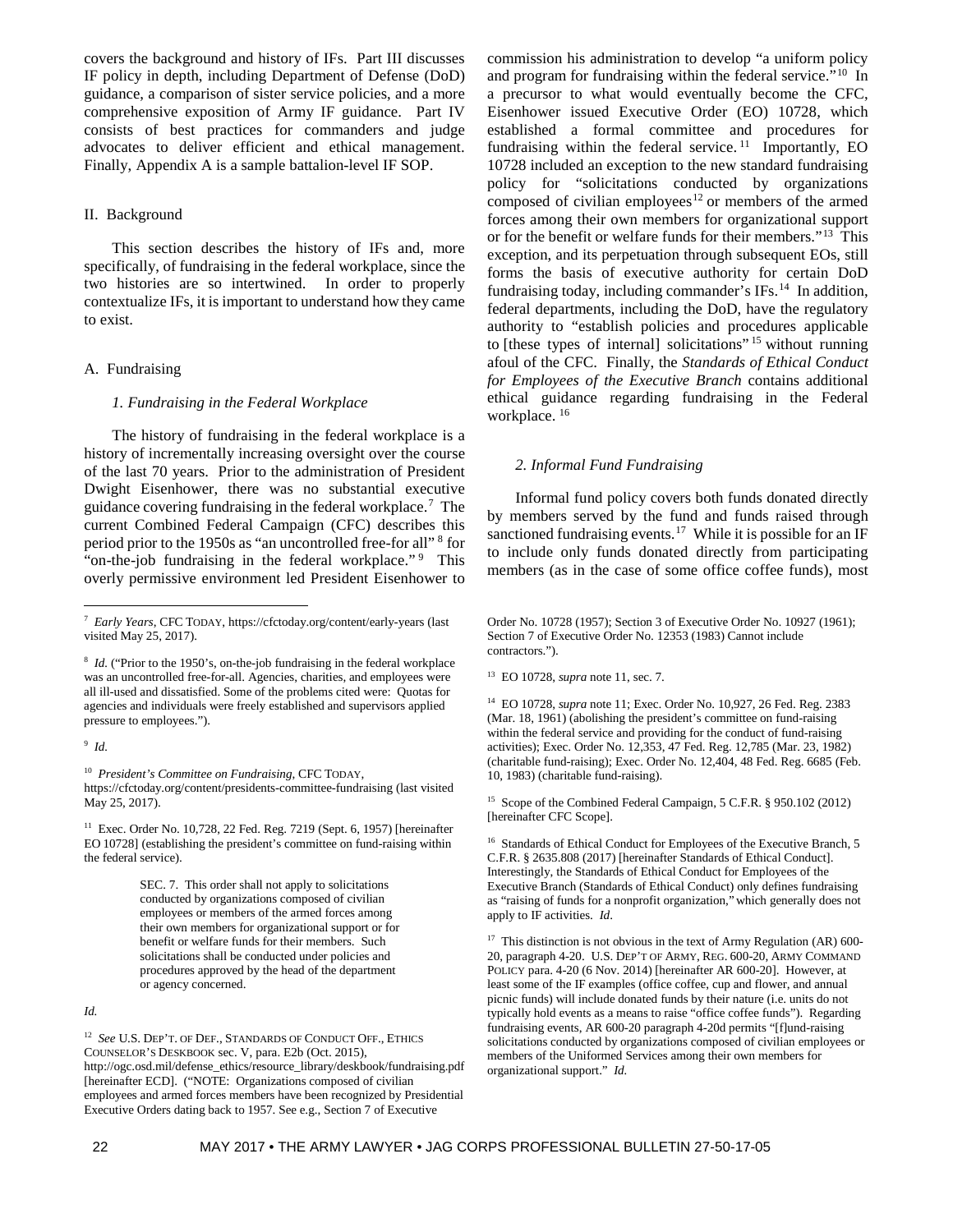covers the background and history of IFs. Part III discusses IF policy in depth, including Department of Defense (DoD) guidance, a comparison of sister service policies, and a more comprehensive exposition of Army IF guidance. Part IV consists of best practices for commanders and judge advocates to deliver efficient and ethical management. Finally, Appendix A is a sample battalion-level IF SOP.

## II. Background

This section describes the history of IFs and, more specifically, of fundraising in the federal workplace, since the two histories are so intertwined. In order to properly contextualize IFs, it is important to understand how they came to exist.

### A. Fundraising

#### *1. Fundraising in the Federal Workplace*

The history of fundraising in the federal workplace is a history of incrementally increasing oversight over the course of the last 70 years. Prior to the administration of President Dwight Eisenhower, there was no substantial executive guidance covering fundraising in the federal workplace.[7] The current Combined Federal Campaign (CFC) describes this period prior to the 1950s as "an uncontrolled free-for all" [8] for "on-the-job fundraising in the federal workplace." [9] This overly permissive environment led President Eisenhower to commission his administration to develop "a uniform policy and program for fundraising within the federal service."[10] In a precursor to what would eventually become the CFC, Eisenhower issued Executive Order (EO) 10728, which established a formal committee and procedures for fundraising within the federal service.[11] Importantly, EO 10728 included an exception to the new standard fundraising policy for "solicitations conducted by organizations composed of civilian employees[12] or members of the armed forces among their own members for organizational support or for the benefit or welfare funds for their members."[13] This exception, and its perpetuation through subsequent EOs, still forms the basis of executive authority for certain DoD fundraising today, including commander's IFs.[14] In addition, federal departments, including the DoD, have the regulatory authority to "establish policies and procedures applicable to [these types of internal] solicitations" [15] without running afoul of the CFC. Finally, the *Standards of Ethical Conduct for Employees of the Executive Branch* contains additional ethical guidance regarding fundraising in the Federal workplace. [16]

#### *2. Informal Fund Fundraising*

Informal fund policy covers both funds donated directly by members served by the fund and funds raised through sanctioned fundraising events.[17] While it is possible for an IF to include only funds donated directly from participating members (as in the case of some office coffee funds), most

---

[7] *Early Years*, CFC TODAY, https://cfctoday.org/content/early-years (last visited May 25, 2017).

[8] *Id.* ("Prior to the 1950's, on-the-job fundraising in the federal workplace was an uncontrolled free-for-all. Agencies, charities, and employees were all ill-used and dissatisfied. Some of the problems cited were: Quotas for agencies and individuals were freely established and supervisors applied pressure to employees.").

[9] *Id.*

[10] *President's Committee on Fundraising*, CFC TODAY, https://cfctoday.org/content/presidents-committee-fundraising (last visited May 25, 2017).

[11] Exec. Order No. 10,728, 22 Fed. Reg. 7219 (Sept. 6, 1957) [hereinafter EO 10728] (establishing the president's committee on fund-raising within the federal service).

> SEC. 7. This order shall not apply to solicitations conducted by organizations composed of civilian employees or members of the armed forces among their own members for organizational support or for benefit or welfare funds for their members. Such solicitations shall be conducted under policies and procedures approved by the head of the department or agency concerned.

*Id.*

[12] *See* U.S. DEP'T. OF DEF., STANDARDS OF CONDUCT OFF., ETHICS COUNSELOR'S DESKBOOK sec. V, para. E2b (Oct. 2015), http://ogc.osd.mil/defense_ethics/resource_library/deskbook/fundraising.pdf [hereinafter ECD]. ("NOTE: Organizations composed of civilian employees and armed forces members have been recognized by Presidential Executive Orders dating back to 1957. See e.g., Section 7 of Executive Order No. 10728 (1957); Section 3 of Executive Order No. 10927 (1961); Section 7 of Executive Order No. 12353 (1983) Cannot include contractors.").

[13] EO 10728, *supra* note 11, sec. 7.

[14] EO 10728, *supra* note 11; Exec. Order No. 10,927, 26 Fed. Reg. 2383 (Mar. 18, 1961) (abolishing the president's committee on fund-raising within the federal service and providing for the conduct of fund-raising activities); Exec. Order No. 12,353, 47 Fed. Reg. 12,785 (Mar. 23, 1982) (charitable fund-raising); Exec. Order No. 12,404, 48 Fed. Reg. 6685 (Feb. 10, 1983) (charitable fund-raising).

[15] Scope of the Combined Federal Campaign, 5 C.F.R. § 950.102 (2012) [hereinafter CFC Scope].

[16] Standards of Ethical Conduct for Employees of the Executive Branch, 5 C.F.R. § 2635.808 (2017) [hereinafter Standards of Ethical Conduct]. Interestingly, the Standards of Ethical Conduct for Employees of the Executive Branch (Standards of Ethical Conduct) only defines fundraising as "raising of funds for a nonprofit organization," which generally does not apply to IF activities. *Id*.

[17] This distinction is not obvious in the text of Army Regulation (AR) 600-20, paragraph 4-20. U.S. DEP'T OF ARMY, REG. 600-20, ARMY COMMAND POLICY para. 4-20 (6 Nov. 2014) [hereinafter AR 600-20]. However, at least some of the IF examples (office coffee, cup and flower, and annual picnic funds) will include donated funds by their nature (i.e. units do not typically hold events as a means to raise "office coffee funds"). Regarding fundraising events, AR 600-20 paragraph 4-20d permits "[f]und-raising solicitations conducted by organizations composed of civilian employees or members of the Uniformed Services among their own members for organizational support." *Id.*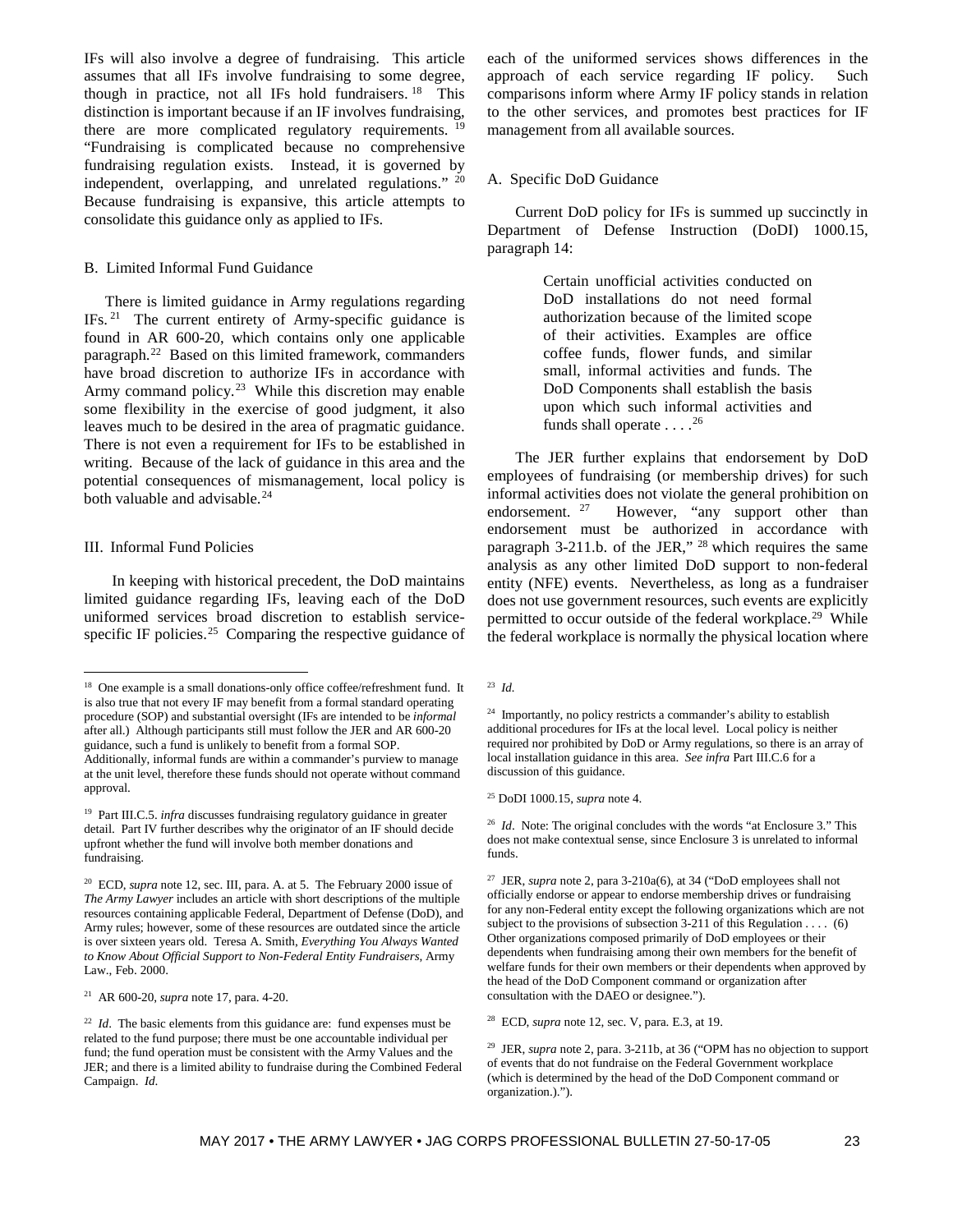IFs will also involve a degree of fundraising. This article assumes that all IFs involve fundraising to some degree, though in practice, not all IFs hold fundraisers.[18] This distinction is important because if an IF involves fundraising, there are more complicated regulatory requirements.[19] "Fundraising is complicated because no comprehensive fundraising regulation exists. Instead, it is governed by independent, overlapping, and unrelated regulations."[20] Because fundraising is expansive, this article attempts to consolidate this guidance only as applied to IFs.

### B. Limited Informal Fund Guidance

There is limited guidance in Army regulations regarding IFs.[21] The current entirety of Army-specific guidance is found in AR 600-20, which contains only one applicable paragraph.[22] Based on this limited framework, commanders have broad discretion to authorize IFs in accordance with Army command policy.[23] While this discretion may enable some flexibility in the exercise of good judgment, it also leaves much to be desired in the area of pragmatic guidance. There is not even a requirement for IFs to be established in writing. Because of the lack of guidance in this area and the potential consequences of mismanagement, local policy is both valuable and advisable.[24]

## III. Informal Fund Policies

In keeping with historical precedent, the DoD maintains limited guidance regarding IFs, leaving each of the DoD uniformed services broad discretion to establish service-specific IF policies.[25] Comparing the respective guidance of each of the uniformed services shows differences in the approach of each service regarding IF policy. Such comparisons inform where Army IF policy stands in relation to the other services, and promotes best practices for IF management from all available sources.

### A. Specific DoD Guidance

Current DoD policy for IFs is summed up succinctly in Department of Defense Instruction (DoDI) 1000.15, paragraph 14:

> Certain unofficial activities conducted on DoD installations do not need formal authorization because of the limited scope of their activities. Examples are office coffee funds, flower funds, and similar small, informal activities and funds. The DoD Components shall establish the basis upon which such informal activities and funds shall operate . . . .[26]

The JER further explains that endorsement by DoD employees of fundraising (or membership drives) for such informal activities does not violate the general prohibition on endorsement.[27] However, "any support other than endorsement must be authorized in accordance with paragraph 3-211.b. of the JER,"[28] which requires the same analysis as any other limited DoD support to non-federal entity (NFE) events. Nevertheless, as long as a fundraiser does not use government resources, such events are explicitly permitted to occur outside of the federal workplace.[29] While the federal workplace is normally the physical location where

---

[18] One example is a small donations-only office coffee/refreshment fund. It is also true that not every IF may benefit from a formal standard operating procedure (SOP) and substantial oversight (IFs are intended to be *informal* after all.) Although participants still must follow the JER and AR 600-20 guidance, such a fund is unlikely to benefit from a formal SOP. Additionally, informal funds are within a commander's purview to manage at the unit level, therefore these funds should not operate without command approval.

[19] Part III.C.5. *infra* discusses fundraising regulatory guidance in greater detail. Part IV further describes why the originator of an IF should decide upfront whether the fund will involve both member donations and fundraising.

[20] ECD, *supra* note 12, sec. III, para. A. at 5. The February 2000 issue of *The Army Lawyer* includes an article with short descriptions of the multiple resources containing applicable Federal, Department of Defense (DoD), and Army rules; however, some of these resources are outdated since the article is over sixteen years old. Teresa A. Smith, *Everything You Always Wanted to Know About Official Support to Non-Federal Entity Fundraisers*, Army Law., Feb. 2000.

[21] AR 600-20, *supra* note 17, para. 4-20.

[22] *Id*. The basic elements from this guidance are: fund expenses must be related to the fund purpose; there must be one accountable individual per fund; the fund operation must be consistent with the Army Values and the JER; and there is a limited ability to fundraise during the Combined Federal Campaign. *Id*.

[23] *Id.*

[24] Importantly, no policy restricts a commander's ability to establish additional procedures for IFs at the local level. Local policy is neither required nor prohibited by DoD or Army regulations, so there is an array of local installation guidance in this area. *See infra* Part III.C.6 for a discussion of this guidance.

[25] DoDI 1000.15, *supra* note 4.

[26] *Id*. Note: The original concludes with the words "at Enclosure 3." This does not make contextual sense, since Enclosure 3 is unrelated to informal funds.

[27] JER, *supra* note 2, para 3-210a(6), at 34 ("DoD employees shall not officially endorse or appear to endorse membership drives or fundraising for any non-Federal entity except the following organizations which are not subject to the provisions of subsection 3-211 of this Regulation . . . . (6) Other organizations composed primarily of DoD employees or their dependents when fundraising among their own members for the benefit of welfare funds for their own members or their dependents when approved by the head of the DoD Component command or organization after consultation with the DAEO or designee.").

[28] ECD, *supra* note 12, sec. V, para. E.3, at 19.

[29] JER, *supra* note 2, para. 3-211b, at 36 ("OPM has no objection to support of events that do not fundraise on the Federal Government workplace (which is determined by the head of the DoD Component command or organization.).").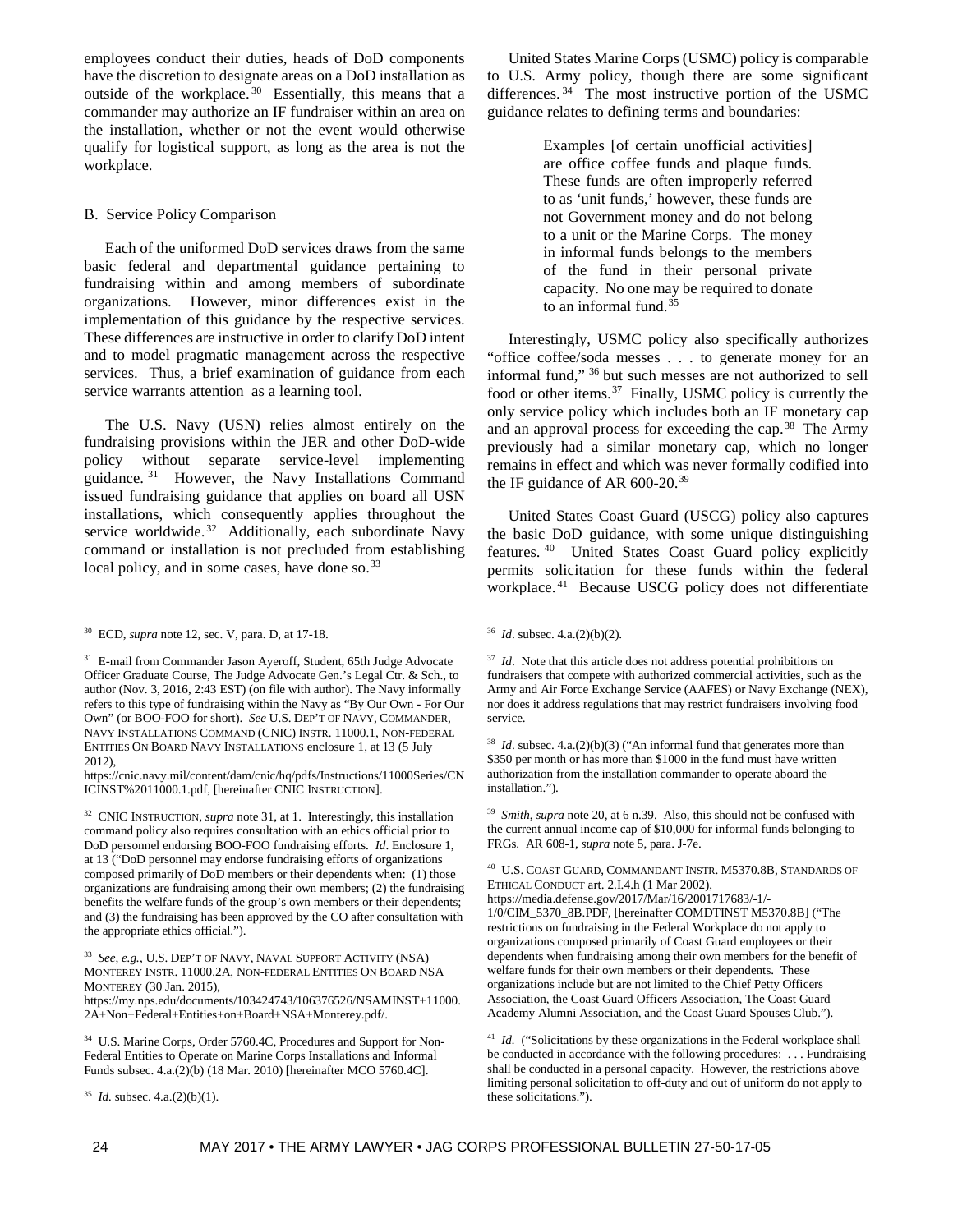employees conduct their duties, heads of DoD components have the discretion to designate areas on a DoD installation as outside of the workplace.[30] Essentially, this means that a commander may authorize an IF fundraiser within an area on the installation, whether or not the event would otherwise qualify for logistical support, as long as the area is not the workplace.

### B. Service Policy Comparison

Each of the uniformed DoD services draws from the same basic federal and departmental guidance pertaining to fundraising within and among members of subordinate organizations. However, minor differences exist in the implementation of this guidance by the respective services. These differences are instructive in order to clarify DoD intent and to model pragmatic management across the respective services. Thus, a brief examination of guidance from each service warrants attention as a learning tool.

The U.S. Navy (USN) relies almost entirely on the fundraising provisions within the JER and other DoD-wide policy without separate service-level implementing guidance.[31] However, the Navy Installations Command issued fundraising guidance that applies on board all USN installations, which consequently applies throughout the service worldwide.[32] Additionally, each subordinate Navy command or installation is not precluded from establishing local policy, and in some cases, have done so.[33]

United States Marine Corps (USMC) policy is comparable to U.S. Army policy, though there are some significant differences.[34] The most instructive portion of the USMC guidance relates to defining terms and boundaries:

> Examples [of certain unofficial activities] are office coffee funds and plaque funds. These funds are often improperly referred to as 'unit funds,' however, these funds are not Government money and do not belong to a unit or the Marine Corps. The money in informal funds belongs to the members of the fund in their personal private capacity. No one may be required to donate to an informal fund.[35]

Interestingly, USMC policy also specifically authorizes "office coffee/soda messes . . . to generate money for an informal fund,"[36] but such messes are not authorized to sell food or other items.[37] Finally, USMC policy is currently the only service policy which includes both an IF monetary cap and an approval process for exceeding the cap.[38] The Army previously had a similar monetary cap, which no longer remains in effect and which was never formally codified into the IF guidance of AR 600-20.[39]

United States Coast Guard (USCG) policy also captures the basic DoD guidance, with some unique distinguishing features.[40] United States Coast Guard policy explicitly permits solicitation for these funds within the federal workplace.[41] Because USCG policy does not differentiate

---

[30] ECD, *supra* note 12, sec. V, para. D, at 17-18.

[31] E-mail from Commander Jason Ayeroff, Student, 65th Judge Advocate Officer Graduate Course, The Judge Advocate Gen.'s Legal Ctr. & Sch., to author (Nov. 3, 2016, 2:43 EST) (on file with author). The Navy informally refers to this type of fundraising within the Navy as "By Our Own - For Our Own" (or BOO-FOO for short). *See* U.S. DEP'T OF NAVY, COMMANDER, NAVY INSTALLATIONS COMMAND (CNIC) INSTR. 11000.1, NON-FEDERAL ENTITIES ON BOARD NAVY INSTALLATIONS enclosure 1, at 13 (5 July 2012), https://cnic.navy.mil/content/dam/cnic/hq/pdfs/Instructions/11000Series/CNICINST%2011000.1.pdf, [hereinafter CNIC INSTRUCTION].

[32] CNIC INSTRUCTION, *supra* note 31, at 1. Interestingly, this installation command policy also requires consultation with an ethics official prior to DoD personnel endorsing BOO-FOO fundraising efforts. *Id*. Enclosure 1, at 13 ("DoD personnel may endorse fundraising efforts of organizations composed primarily of DoD members or their dependents when: (1) those organizations are fundraising among their own members; (2) the fundraising benefits the welfare funds of the group's own members or their dependents; and (3) the fundraising has been approved by the CO after consultation with the appropriate ethics official.").

[33] *See, e.g.*, U.S. DEP'T OF NAVY, NAVAL SUPPORT ACTIVITY (NSA) MONTEREY INSTR. 11000.2A, NON-FEDERAL ENTITIES ON BOARD NSA MONTEREY (30 Jan. 2015), https://my.nps.edu/documents/103424743/106376526/NSAMINST+11000.2A+Non+Federal+Entities+on+Board+NSA+Monterey.pdf/.

[34] U.S. Marine Corps, Order 5760.4C, Procedures and Support for Non-Federal Entities to Operate on Marine Corps Installations and Informal Funds subsec. 4.a.(2)(b) (18 Mar. 2010) [hereinafter MCO 5760.4C].

[35] *Id*. subsec. 4.a.(2)(b)(1).

[36] *Id*. subsec. 4.a.(2)(b)(2).

[37] *Id*. Note that this article does not address potential prohibitions on fundraisers that compete with authorized commercial activities, such as the Army and Air Force Exchange Service (AAFES) or Navy Exchange (NEX), nor does it address regulations that may restrict fundraisers involving food service.

[38] *Id*. subsec. 4.a.(2)(b)(3) ("An informal fund that generates more than $350 per month or has more than $1000 in the fund must have written authorization from the installation commander to operate aboard the installation.").

[39] *Smith*, *supra* note 20, at 6 n.39. Also, this should not be confused with the current annual income cap of $10,000 for informal funds belonging to FRGs. AR 608-1, *supra* note 5, para. J-7e.

[40] U.S. COAST GUARD, COMMANDANT INSTR. M5370.8B, STANDARDS OF ETHICAL CONDUCT art. 2.I.4.h (1 Mar 2002), https://media.defense.gov/2017/Mar/16/2001717683/-1/-1/0/CIM_5370_8B.PDF, [hereinafter COMDTINST M5370.8B] ("The restrictions on fundraising in the Federal Workplace do not apply to organizations composed primarily of Coast Guard employees or their dependents when fundraising among their own members for the benefit of welfare funds for their own members or their dependents. These organizations include but are not limited to the Chief Petty Officers Association, the Coast Guard Officers Association, The Coast Guard Academy Alumni Association, and the Coast Guard Spouses Club.").

[41] *Id*. ("Solicitations by these organizations in the Federal workplace shall be conducted in accordance with the following procedures: . . . Fundraising shall be conducted in a personal capacity. However, the restrictions above limiting personal solicitation to off-duty and out of uniform do not apply to these solicitations.").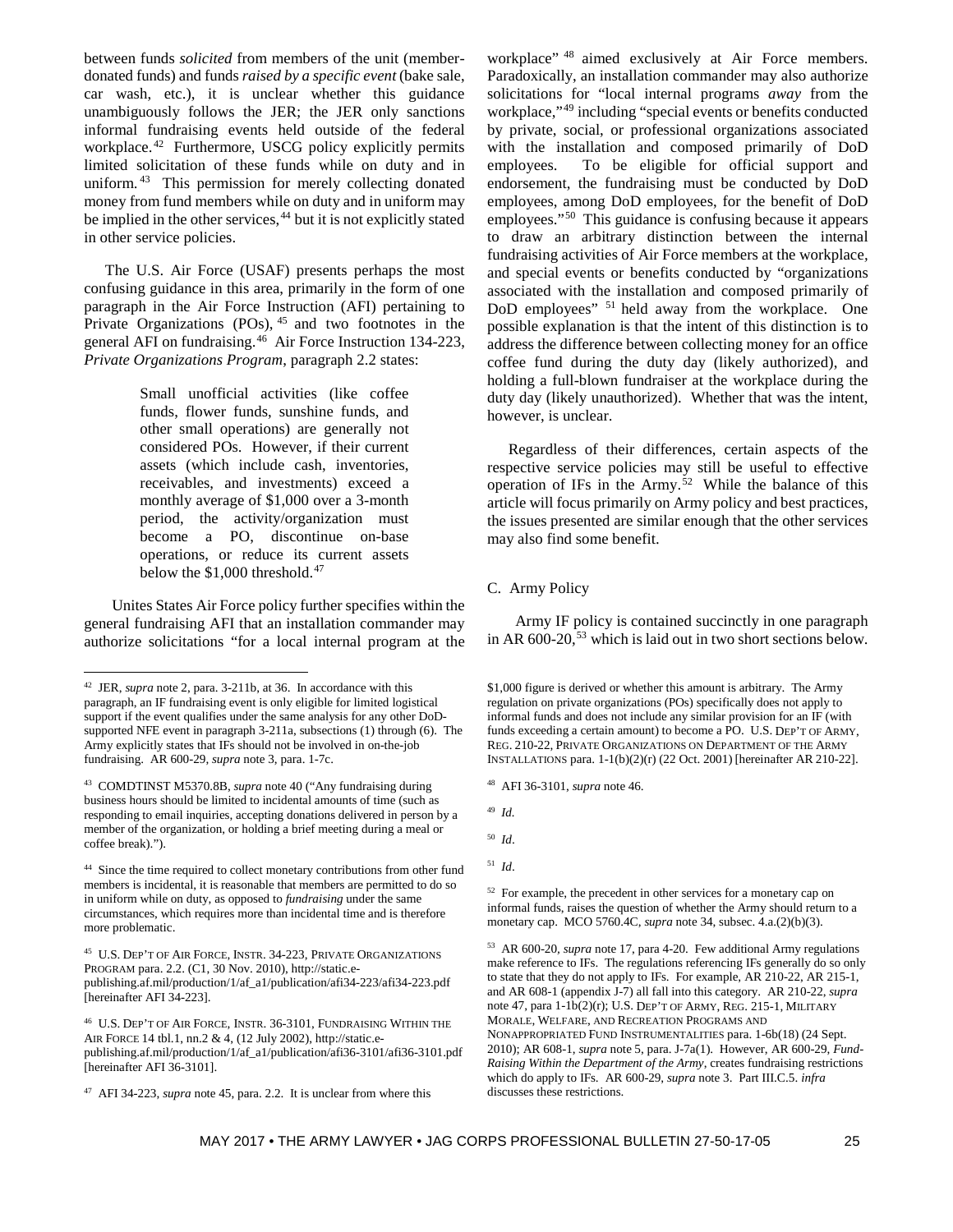between funds *solicited* from members of the unit (member-donated funds) and funds *raised by a specific event* (bake sale, car wash, etc.), it is unclear whether this guidance unambiguously follows the JER; the JER only sanctions informal fundraising events held outside of the federal workplace.[42] Furthermore, USCG policy explicitly permits limited solicitation of these funds while on duty and in uniform.[43] This permission for merely collecting donated money from fund members while on duty and in uniform may be implied in the other services,[44] but it is not explicitly stated in other service policies.

The U.S. Air Force (USAF) presents perhaps the most confusing guidance in this area, primarily in the form of one paragraph in the Air Force Instruction (AFI) pertaining to Private Organizations (POs),[45] and two footnotes in the general AFI on fundraising.[46] Air Force Instruction 134-223, *Private Organizations Program*, paragraph 2.2 states:

> Small unofficial activities (like coffee funds, flower funds, sunshine funds, and other small operations) are generally not considered POs. However, if their current assets (which include cash, inventories, receivables, and investments) exceed a monthly average of $1,000 over a 3-month period, the activity/organization must become a PO, discontinue on-base operations, or reduce its current assets below the $1,000 threshold.[47]

Unites States Air Force policy further specifies within the general fundraising AFI that an installation commander may authorize solicitations "for a local internal program at the workplace"[48] aimed exclusively at Air Force members. Paradoxically, an installation commander may also authorize solicitations for "local internal programs *away* from the workplace,"[49] including "special events or benefits conducted by private, social, or professional organizations associated with the installation and composed primarily of DoD employees. To be eligible for official support and endorsement, the fundraising must be conducted by DoD employees, among DoD employees, for the benefit of DoD employees."[50] This guidance is confusing because it appears to draw an arbitrary distinction between the internal fundraising activities of Air Force members at the workplace, and special events or benefits conducted by "organizations associated with the installation and composed primarily of DoD employees"[51] held away from the workplace. One possible explanation is that the intent of this distinction is to address the difference between collecting money for an office coffee fund during the duty day (likely authorized), and holding a full-blown fundraiser at the workplace during the duty day (likely unauthorized). Whether that was the intent, however, is unclear.

Regardless of their differences, certain aspects of the respective service policies may still be useful to effective operation of IFs in the Army.[52] While the balance of this article will focus primarily on Army policy and best practices, the issues presented are similar enough that the other services may also find some benefit.

### C. Army Policy

Army IF policy is contained succinctly in one paragraph in AR 600-20,[53] which is laid out in two short sections below.

---

[42] JER, *supra* note 2, para. 3-211b, at 36. In accordance with this paragraph, an IF fundraising event is only eligible for limited logistical support if the event qualifies under the same analysis for any other DoD-supported NFE event in paragraph 3-211a, subsections (1) through (6). The Army explicitly states that IFs should not be involved in on-the-job fundraising. AR 600-29, *supra* note 3, para. 1-7c.

[43] COMDTINST M5370.8B, *supra* note 40 ("Any fundraising during business hours should be limited to incidental amounts of time (such as responding to email inquiries, accepting donations delivered in person by a member of the organization, or holding a brief meeting during a meal or coffee break).").

[44] Since the time required to collect monetary contributions from other fund members is incidental, it is reasonable that members are permitted to do so in uniform while on duty, as opposed to *fundraising* under the same circumstances, which requires more than incidental time and is therefore more problematic.

[45] U.S. DEP'T OF AIR FORCE, INSTR. 34-223, PRIVATE ORGANIZATIONS PROGRAM para. 2.2. (C1, 30 Nov. 2010), http://static.e-publishing.af.mil/production/1/af_a1/publication/afi34-223/afi34-223.pdf [hereinafter AFI 34-223].

[46] U.S. DEP'T OF AIR FORCE, INSTR. 36-3101, FUNDRAISING WITHIN THE AIR FORCE 14 tbl.1, nn.2 & 4, (12 July 2002), http://static.e-publishing.af.mil/production/1/af_a1/publication/afi36-3101/afi36-3101.pdf [hereinafter AFI 36-3101].

[47] AFI 34-223, *supra* note 45, para. 2.2. It is unclear from where this $1,000 figure is derived or whether this amount is arbitrary. The Army regulation on private organizations (POs) specifically does not apply to informal funds and does not include any similar provision for an IF (with funds exceeding a certain amount) to become a PO. U.S. DEP'T OF ARMY, REG. 210-22, PRIVATE ORGANIZATIONS ON DEPARTMENT OF THE ARMY INSTALLATIONS para. 1-1(b)(2)(r) (22 Oct. 2001) [hereinafter AR 210-22].

[48] AFI 36-3101, *supra* note 46.

[49] *Id.*

[50] *Id*.

[51] *Id*.

[52] For example, the precedent in other services for a monetary cap on informal funds, raises the question of whether the Army should return to a monetary cap. MCO 5760.4C, *supra* note 34, subsec. 4.a.(2)(b)(3).

[53] AR 600-20, *supra* note 17, para 4-20. Few additional Army regulations make reference to IFs. The regulations referencing IFs generally do so only to state that they do not apply to IFs. For example, AR 210-22, AR 215-1, and AR 608-1 (appendix J-7) all fall into this category. AR 210-22, *supra* note 47, para 1-1b(2)(r); U.S. DEP'T OF ARMY, REG. 215-1, MILITARY MORALE, WELFARE, AND RECREATION PROGRAMS AND NONAPPROPRIATED FUND INSTRUMENTALITIES para. 1-6b(18) (24 Sept. 2010); AR 608-1, *supra* note 5, para. J-7a(1). However, AR 600-29, *Fund-Raising Within the Department of the Army*, creates fundraising restrictions which do apply to IFs. AR 600-29, *supra* note 3. Part III.C.5. *infra* discusses these restrictions.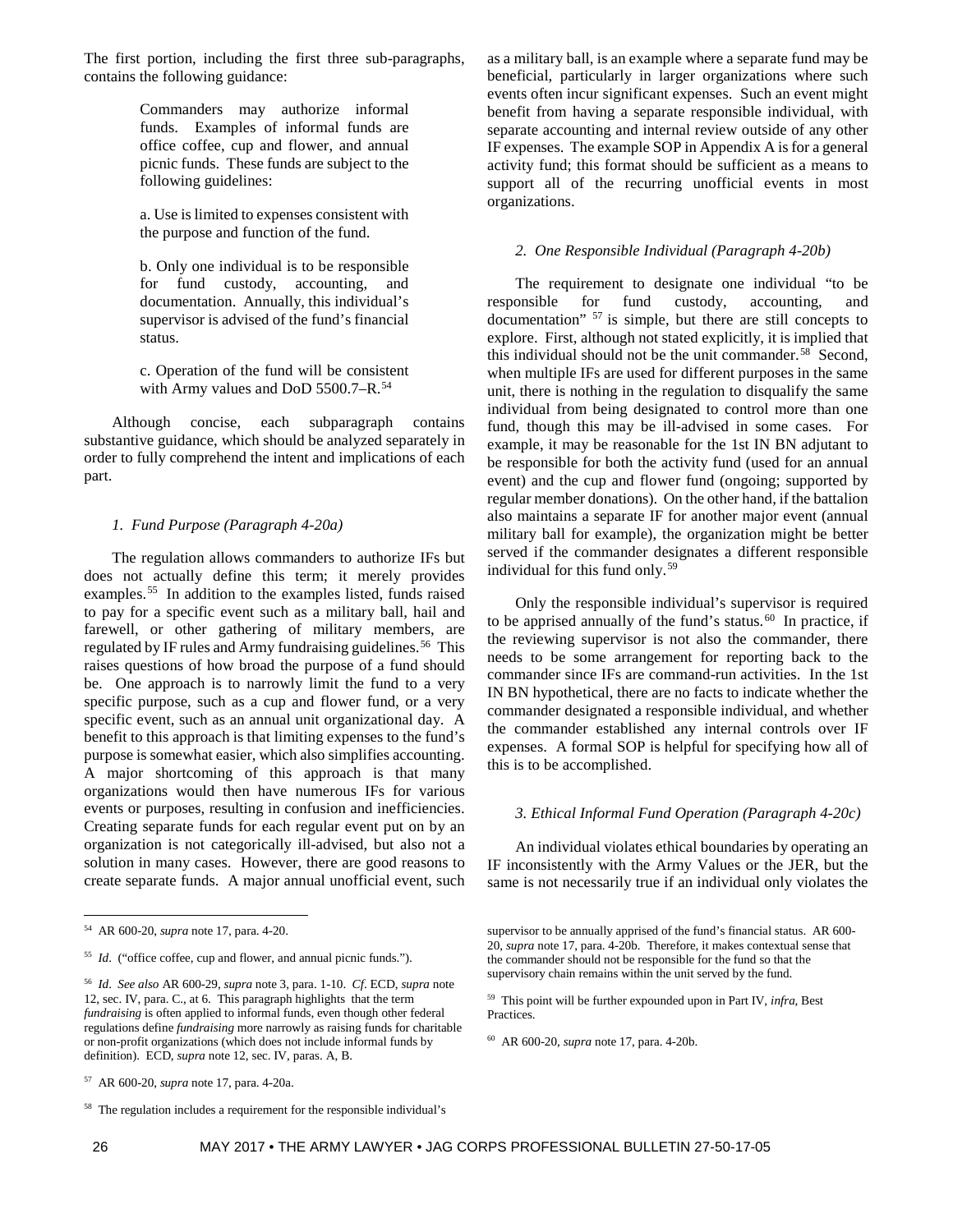The first portion, including the first three sub-paragraphs, contains the following guidance:

> Commanders may authorize informal funds. Examples of informal funds are office coffee, cup and flower, and annual picnic funds. These funds are subject to the following guidelines:
>
> a. Use is limited to expenses consistent with the purpose and function of the fund.
>
> b. Only one individual is to be responsible for fund custody, accounting, and documentation. Annually, this individual's supervisor is advised of the fund's financial status.
>
> c. Operation of the fund will be consistent with Army values and DoD 5500.7–R.[54]

Although concise, each subparagraph contains substantive guidance, which should be analyzed separately in order to fully comprehend the intent and implications of each part.

*1. Fund Purpose (Paragraph 4-20a)*

The regulation allows commanders to authorize IFs but does not actually define this term; it merely provides examples.[55] In addition to the examples listed, funds raised to pay for a specific event such as a military ball, hail and farewell, or other gathering of military members, are regulated by IF rules and Army fundraising guidelines.[56] This raises questions of how broad the purpose of a fund should be. One approach is to narrowly limit the fund to a very specific purpose, such as a cup and flower fund, or a very specific event, such as an annual unit organizational day. A benefit to this approach is that limiting expenses to the fund's purpose is somewhat easier, which also simplifies accounting. A major shortcoming of this approach is that many organizations would then have numerous IFs for various events or purposes, resulting in confusion and inefficiencies. Creating separate funds for each regular event put on by an organization is not categorically ill-advised, but also not a solution in many cases. However, there are good reasons to create separate funds. A major annual unofficial event, such as a military ball, is an example where a separate fund may be beneficial, particularly in larger organizations where such events often incur significant expenses. Such an event might benefit from having a separate responsible individual, with separate accounting and internal review outside of any other IF expenses. The example SOP in Appendix A is for a general activity fund; this format should be sufficient as a means to support all of the recurring unofficial events in most organizations.

*2. One Responsible Individual (Paragraph 4-20b)*

The requirement to designate one individual "to be responsible for fund custody, accounting, and documentation" [57] is simple, but there are still concepts to explore. First, although not stated explicitly, it is implied that this individual should not be the unit commander.[58] Second, when multiple IFs are used for different purposes in the same unit, there is nothing in the regulation to disqualify the same individual from being designated to control more than one fund, though this may be ill-advised in some cases. For example, it may be reasonable for the 1st IN BN adjutant to be responsible for both the activity fund (used for an annual event) and the cup and flower fund (ongoing; supported by regular member donations). On the other hand, if the battalion also maintains a separate IF for another major event (annual military ball for example), the organization might be better served if the commander designates a different responsible individual for this fund only.[59]

Only the responsible individual's supervisor is required to be apprised annually of the fund's status.[60] In practice, if the reviewing supervisor is not also the commander, there needs to be some arrangement for reporting back to the commander since IFs are command-run activities. In the 1st IN BN hypothetical, there are no facts to indicate whether the commander designated a responsible individual, and whether the commander established any internal controls over IF expenses. A formal SOP is helpful for specifying how all of this is to be accomplished.

*3. Ethical Informal Fund Operation (Paragraph 4-20c)*

An individual violates ethical boundaries by operating an IF inconsistently with the Army Values or the JER, but the same is not necessarily true if an individual only violates the

---

[54] AR 600-20, *supra* note 17, para. 4-20.

[55] *Id*. ("office coffee, cup and flower, and annual picnic funds.").

[56] *Id*. *See also* AR 600-29, *supra* note 3, para. 1-10. *Cf*. ECD, *supra* note 12, sec. IV, para. C., at 6. This paragraph highlights that the term *fundraising* is often applied to informal funds, even though other federal regulations define *fundraising* more narrowly as raising funds for charitable or non-profit organizations (which does not include informal funds by definition). ECD, *supra* note 12, sec. IV, paras. A, B.

[57] AR 600-20, *supra* note 17, para. 4-20a.

[58] The regulation includes a requirement for the responsible individual's supervisor to be annually apprised of the fund's financial status. AR 600-20, *supra* note 17, para. 4-20b. Therefore, it makes contextual sense that the commander should not be responsible for the fund so that the supervisory chain remains within the unit served by the fund.

[59] This point will be further expounded upon in Part IV, *infra*, Best Practices.

[60] AR 600-20, *supra* note 17, para. 4-20b.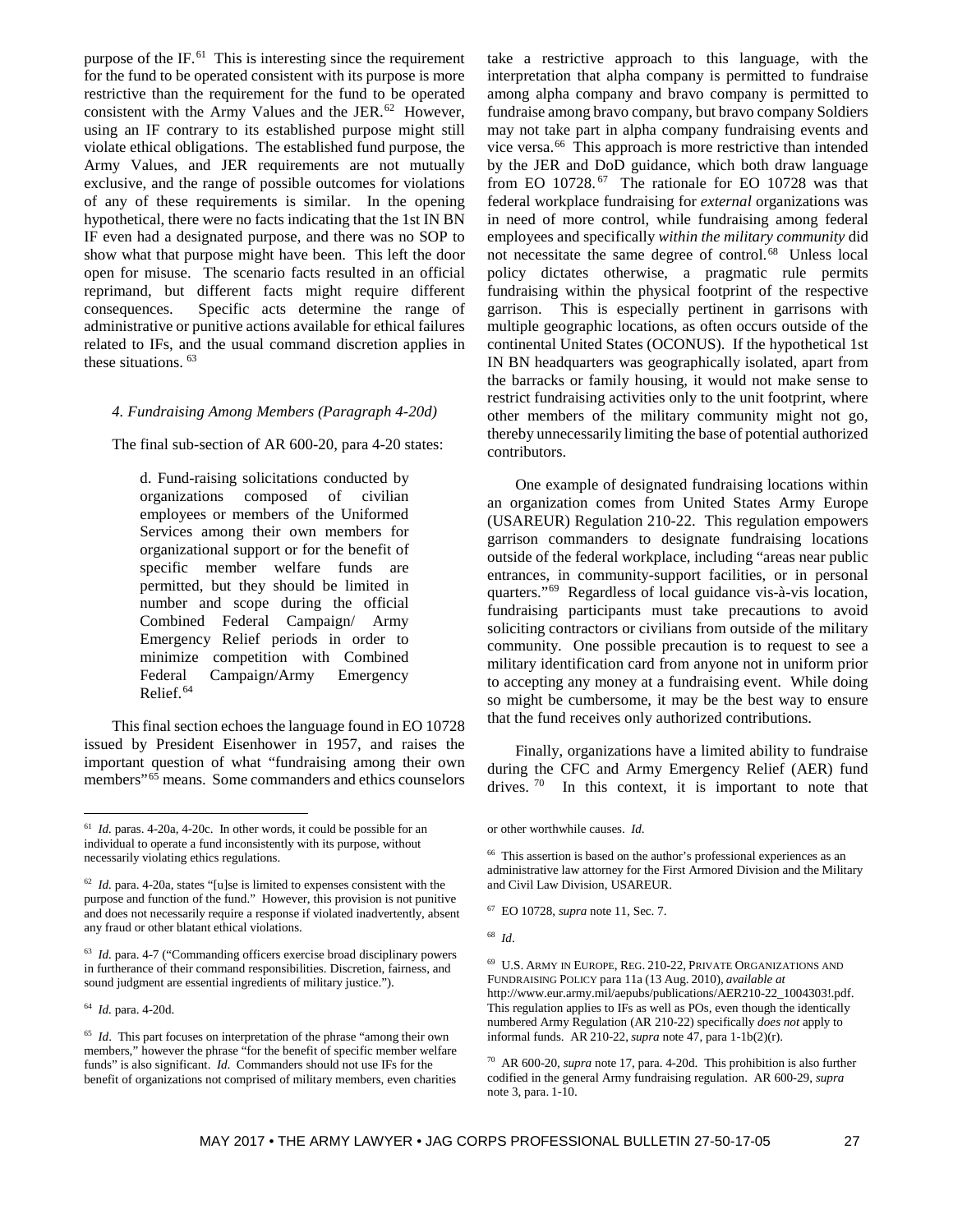purpose of the IF.[61] This is interesting since the requirement for the fund to be operated consistent with its purpose is more restrictive than the requirement for the fund to be operated consistent with the Army Values and the JER.[62] However, using an IF contrary to its established purpose might still violate ethical obligations. The established fund purpose, the Army Values, and JER requirements are not mutually exclusive, and the range of possible outcomes for violations of any of these requirements is similar. In the opening hypothetical, there were no facts indicating that the 1st IN BN IF even had a designated purpose, and there was no SOP to show what that purpose might have been. This left the door open for misuse. The scenario facts resulted in an official reprimand, but different facts might require different consequences. Specific acts determine the range of administrative or punitive actions available for ethical failures related to IFs, and the usual command discretion applies in these situations.[63]

#### *4. Fundraising Among Members (Paragraph 4-20d)*

The final sub-section of AR 600-20, para 4-20 states:

> d. Fund-raising solicitations conducted by organizations composed of civilian employees or members of the Uniformed Services among their own members for organizational support or for the benefit of specific member welfare funds are permitted, but they should be limited in number and scope during the official Combined Federal Campaign/ Army Emergency Relief periods in order to minimize competition with Combined Federal Campaign/Army Emergency Relief.[64]

This final section echoes the language found in EO 10728 issued by President Eisenhower in 1957, and raises the important question of what "fundraising among their own members"[65] means. Some commanders and ethics counselors take a restrictive approach to this language, with the interpretation that alpha company is permitted to fundraise among alpha company and bravo company is permitted to fundraise among bravo company, but bravo company Soldiers may not take part in alpha company fundraising events and vice versa.[66] This approach is more restrictive than intended by the JER and DoD guidance, which both draw language from EO 10728.[67] The rationale for EO 10728 was that federal workplace fundraising for *external* organizations was in need of more control, while fundraising among federal employees and specifically *within the military community* did not necessitate the same degree of control.[68] Unless local policy dictates otherwise, a pragmatic rule permits fundraising within the physical footprint of the respective garrison. This is especially pertinent in garrisons with multiple geographic locations, as often occurs outside of the continental United States (OCONUS). If the hypothetical 1st IN BN headquarters was geographically isolated, apart from the barracks or family housing, it would not make sense to restrict fundraising activities only to the unit footprint, where other members of the military community might not go, thereby unnecessarily limiting the base of potential authorized contributors.

One example of designated fundraising locations within an organization comes from United States Army Europe (USAREUR) Regulation 210-22. This regulation empowers garrison commanders to designate fundraising locations outside of the federal workplace, including "areas near public entrances, in community-support facilities, or in personal quarters."[69] Regardless of local guidance vis-à-vis location, fundraising participants must take precautions to avoid soliciting contractors or civilians from outside of the military community. One possible precaution is to request to see a military identification card from anyone not in uniform prior to accepting any money at a fundraising event. While doing so might be cumbersome, it may be the best way to ensure that the fund receives only authorized contributions.

Finally, organizations have a limited ability to fundraise during the CFC and Army Emergency Relief (AER) fund drives.[70] In this context, it is important to note that

---

[61] *Id.* paras. 4-20a, 4-20c. In other words, it could be possible for an individual to operate a fund inconsistently with its purpose, without necessarily violating ethics regulations.

[62] *Id.* para. 4-20a, states "[u]se is limited to expenses consistent with the purpose and function of the fund." However, this provision is not punitive and does not necessarily require a response if violated inadvertently, absent any fraud or other blatant ethical violations.

[63] *Id.* para. 4-7 ("Commanding officers exercise broad disciplinary powers in furtherance of their command responsibilities. Discretion, fairness, and sound judgment are essential ingredients of military justice.").

[64] *Id.* para. 4-20d.

[65] *Id*. This part focuses on interpretation of the phrase "among their own members," however the phrase "for the benefit of specific member welfare funds" is also significant. *Id*. Commanders should not use IFs for the benefit of organizations not comprised of military members, even charities or other worthwhile causes. *Id.*

[66] This assertion is based on the author's professional experiences as an administrative law attorney for the First Armored Division and the Military and Civil Law Division, USAREUR.

[67] EO 10728, *supra* note 11, Sec. 7.

[68] *Id*.

[69] U.S. ARMY IN EUROPE, REG. 210-22, PRIVATE ORGANIZATIONS AND FUNDRAISING POLICY para 11a (13 Aug. 2010), *available at* http://www.eur.army.mil/aepubs/publications/AER210-22_1004303!.pdf. This regulation applies to IFs as well as POs, even though the identically numbered Army Regulation (AR 210-22) specifically *does not* apply to informal funds. AR 210-22, *supra* note 47, para 1-1b(2)(r).

[70] AR 600-20, *supra* note 17, para. 4-20d. This prohibition is also further codified in the general Army fundraising regulation. AR 600-29, *supra* note 3, para. 1-10.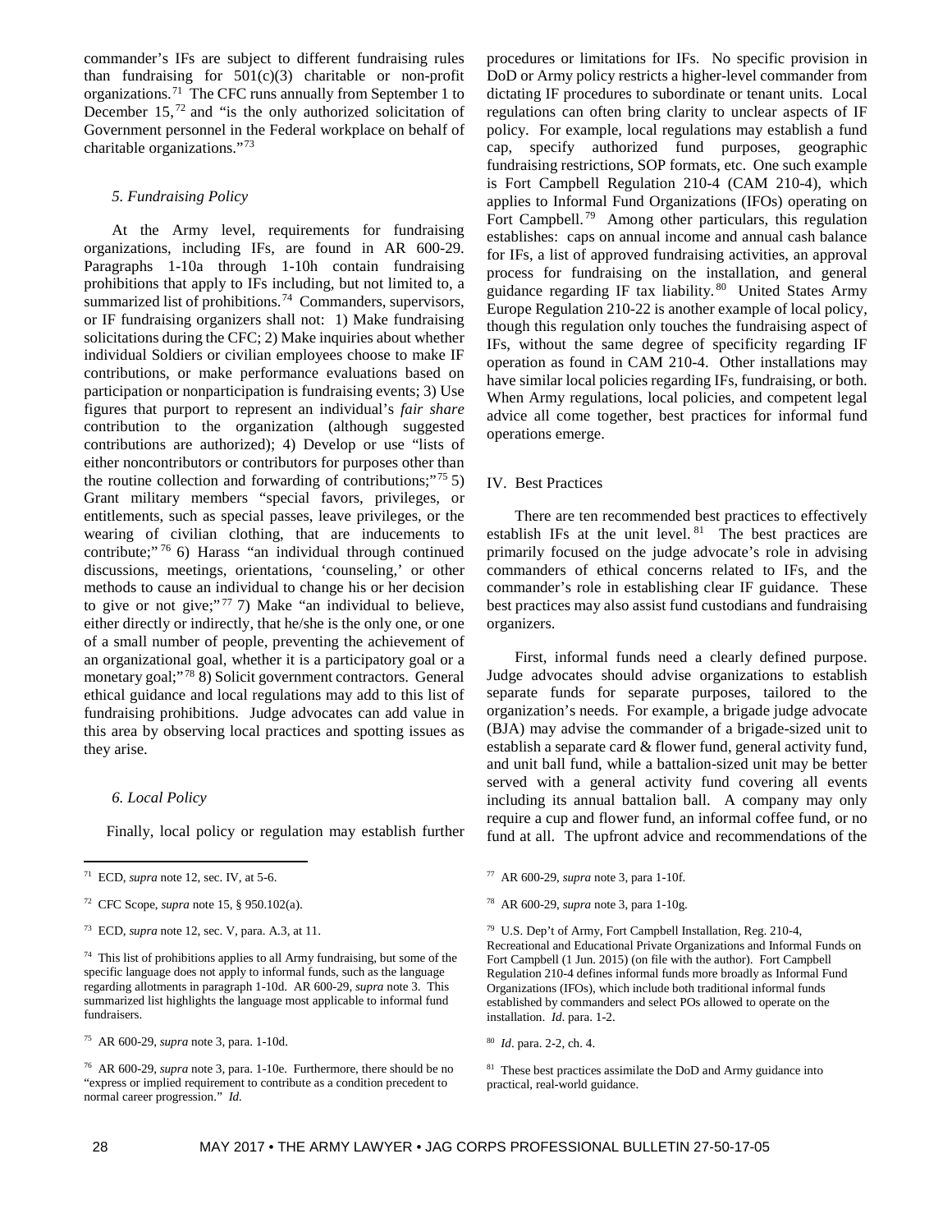commander's IFs are subject to different fundraising rules than fundraising for 501(c)(3) charitable or non-profit organizations.[71] The CFC runs annually from September 1 to December 15,[72] and "is the only authorized solicitation of Government personnel in the Federal workplace on behalf of charitable organizations."[73]

#### *5. Fundraising Policy*

At the Army level, requirements for fundraising organizations, including IFs, are found in AR 600-29. Paragraphs 1-10a through 1-10h contain fundraising prohibitions that apply to IFs including, but not limited to, a summarized list of prohibitions.[74] Commanders, supervisors, or IF fundraising organizers shall not: 1) Make fundraising solicitations during the CFC; 2) Make inquiries about whether individual Soldiers or civilian employees choose to make IF contributions, or make performance evaluations based on participation or nonparticipation is fundraising events; 3) Use figures that purport to represent an individual's *fair share* contribution to the organization (although suggested contributions are authorized); 4) Develop or use "lists of either noncontributors or contributors for purposes other than the routine collection and forwarding of contributions;"[75] 5) Grant military members "special favors, privileges, or entitlements, such as special passes, leave privileges, or the wearing of civilian clothing, that are inducements to contribute;"[76] 6) Harass "an individual through continued discussions, meetings, orientations, 'counseling,' or other methods to cause an individual to change his or her decision to give or not give;"[77] 7) Make "an individual to believe, either directly or indirectly, that he/she is the only one, or one of a small number of people, preventing the achievement of an organizational goal, whether it is a participatory goal or a monetary goal;"[78] 8) Solicit government contractors. General ethical guidance and local regulations may add to this list of fundraising prohibitions. Judge advocates can add value in this area by observing local practices and spotting issues as they arise.

#### *6. Local Policy*

Finally, local policy or regulation may establish further procedures or limitations for IFs. No specific provision in DoD or Army policy restricts a higher-level commander from dictating IF procedures to subordinate or tenant units. Local regulations can often bring clarity to unclear aspects of IF policy. For example, local regulations may establish a fund cap, specify authorized fund purposes, geographic fundraising restrictions, SOP formats, etc. One such example is Fort Campbell Regulation 210-4 (CAM 210-4), which applies to Informal Fund Organizations (IFOs) operating on Fort Campbell.[79] Among other particulars, this regulation establishes: caps on annual income and annual cash balance for IFs, a list of approved fundraising activities, an approval process for fundraising on the installation, and general guidance regarding IF tax liability.[80] United States Army Europe Regulation 210-22 is another example of local policy, though this regulation only touches the fundraising aspect of IFs, without the same degree of specificity regarding IF operation as found in CAM 210-4. Other installations may have similar local policies regarding IFs, fundraising, or both. When Army regulations, local policies, and competent legal advice all come together, best practices for informal fund operations emerge.

## IV. Best Practices

There are ten recommended best practices to effectively establish IFs at the unit level.[81] The best practices are primarily focused on the judge advocate's role in advising commanders of ethical concerns related to IFs, and the commander's role in establishing clear IF guidance. These best practices may also assist fund custodians and fundraising organizers.

First, informal funds need a clearly defined purpose. Judge advocates should advise organizations to establish separate funds for separate purposes, tailored to the organization's needs. For example, a brigade judge advocate (BJA) may advise the commander of a brigade-sized unit to establish a separate card & flower fund, general activity fund, and unit ball fund, while a battalion-sized unit may be better served with a general activity fund covering all events including its annual battalion ball. A company may only require a cup and flower fund, an informal coffee fund, or no fund at all. The upfront advice and recommendations of the

---

[71] ECD, *supra* note 12, sec. IV, at 5-6.

[72] CFC Scope, *supra* note 15, § 950.102(a).

[73] ECD, *supra* note 12, sec. V, para. A.3, at 11.

[74] This list of prohibitions applies to all Army fundraising, but some of the specific language does not apply to informal funds, such as the language regarding allotments in paragraph 1-10d. AR 600-29, *supra* note 3. This summarized list highlights the language most applicable to informal fund fundraisers.

[75] AR 600-29, *supra* note 3, para. 1-10d.

[76] AR 600-29, *supra* note 3, para. 1-10e. Furthermore, there should be no "express or implied requirement to contribute as a condition precedent to normal career progression." *Id.*

[77] AR 600-29, *supra* note 3, para 1-10f.

[78] AR 600-29, *supra* note 3, para 1-10g.

[79] U.S. Dep't of Army, Fort Campbell Installation, Reg. 210-4, Recreational and Educational Private Organizations and Informal Funds on Fort Campbell (1 Jun. 2015) (on file with the author). Fort Campbell Regulation 210-4 defines informal funds more broadly as Informal Fund Organizations (IFOs), which include both traditional informal funds established by commanders and select POs allowed to operate on the installation. *Id*. para. 1-2.

[80] *Id*. para. 2-2, ch. 4.

[81] These best practices assimilate the DoD and Army guidance into practical, real-world guidance.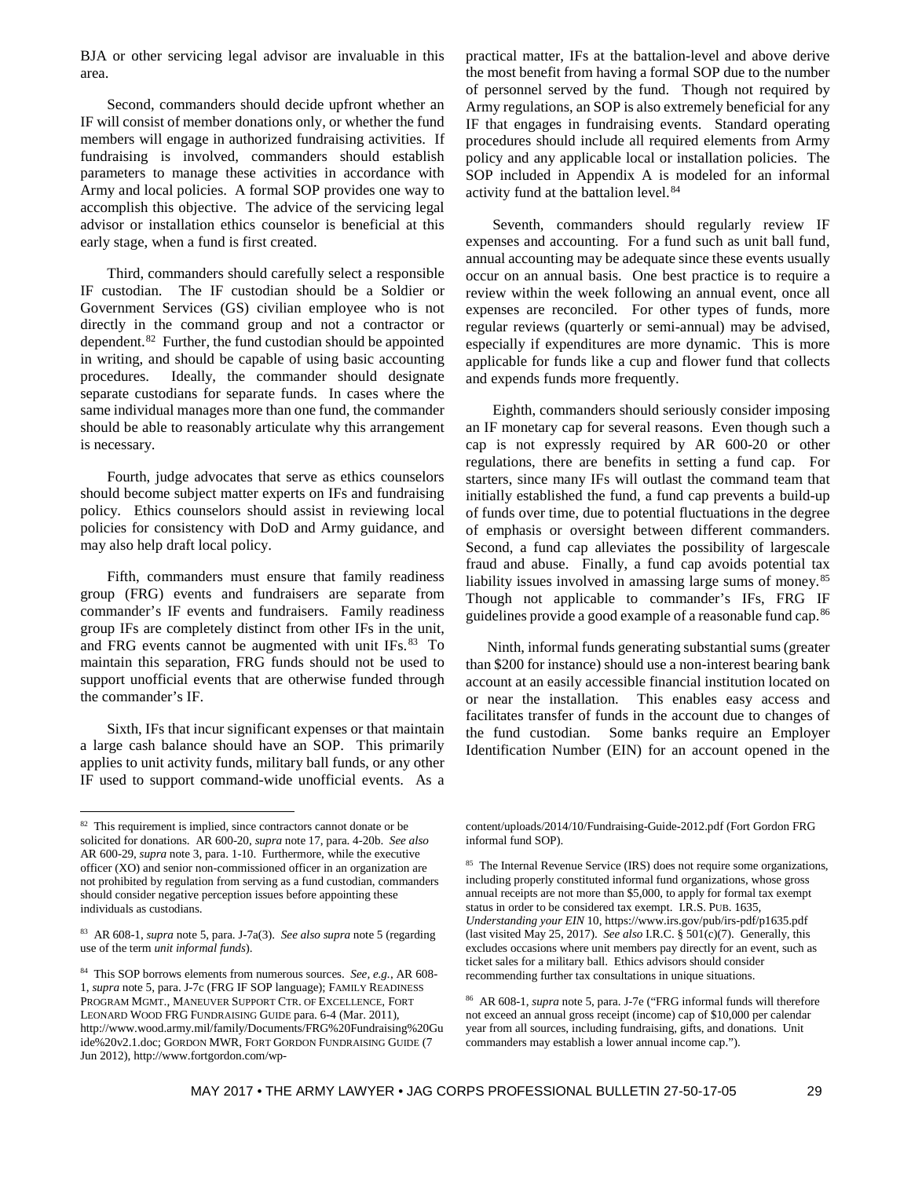BJA or other servicing legal advisor are invaluable in this area.

Second, commanders should decide upfront whether an IF will consist of member donations only, or whether the fund members will engage in authorized fundraising activities. If fundraising is involved, commanders should establish parameters to manage these activities in accordance with Army and local policies. A formal SOP provides one way to accomplish this objective. The advice of the servicing legal advisor or installation ethics counselor is beneficial at this early stage, when a fund is first created.

Third, commanders should carefully select a responsible IF custodian. The IF custodian should be a Soldier or Government Services (GS) civilian employee who is not directly in the command group and not a contractor or dependent.[82] Further, the fund custodian should be appointed in writing, and should be capable of using basic accounting procedures. Ideally, the commander should designate separate custodians for separate funds. In cases where the same individual manages more than one fund, the commander should be able to reasonably articulate why this arrangement is necessary.

Fourth, judge advocates that serve as ethics counselors should become subject matter experts on IFs and fundraising policy. Ethics counselors should assist in reviewing local policies for consistency with DoD and Army guidance, and may also help draft local policy.

Fifth, commanders must ensure that family readiness group (FRG) events and fundraisers are separate from commander's IF events and fundraisers. Family readiness group IFs are completely distinct from other IFs in the unit, and FRG events cannot be augmented with unit IFs.[83] To maintain this separation, FRG funds should not be used to support unofficial events that are otherwise funded through the commander's IF.

Sixth, IFs that incur significant expenses or that maintain a large cash balance should have an SOP. This primarily applies to unit activity funds, military ball funds, or any other IF used to support command-wide unofficial events. As a practical matter, IFs at the battalion-level and above derive the most benefit from having a formal SOP due to the number of personnel served by the fund. Though not required by Army regulations, an SOP is also extremely beneficial for any IF that engages in fundraising events. Standard operating procedures should include all required elements from Army policy and any applicable local or installation policies. The SOP included in Appendix A is modeled for an informal activity fund at the battalion level.[84]

Seventh, commanders should regularly review IF expenses and accounting. For a fund such as unit ball fund, annual accounting may be adequate since these events usually occur on an annual basis. One best practice is to require a review within the week following an annual event, once all expenses are reconciled. For other types of funds, more regular reviews (quarterly or semi-annual) may be advised, especially if expenditures are more dynamic. This is more applicable for funds like a cup and flower fund that collects and expends funds more frequently.

Eighth, commanders should seriously consider imposing an IF monetary cap for several reasons. Even though such a cap is not expressly required by AR 600-20 or other regulations, there are benefits in setting a fund cap. For starters, since many IFs will outlast the command team that initially established the fund, a fund cap prevents a build-up of funds over time, due to potential fluctuations in the degree of emphasis or oversight between different commanders. Second, a fund cap alleviates the possibility of largescale fraud and abuse. Finally, a fund cap avoids potential tax liability issues involved in amassing large sums of money.[85] Though not applicable to commander's IFs, FRG IF guidelines provide a good example of a reasonable fund cap.[86]

Ninth, informal funds generating substantial sums (greater than $200 for instance) should use a non-interest bearing bank account at an easily accessible financial institution located on or near the installation. This enables easy access and facilitates transfer of funds in the account due to changes of the fund custodian. Some banks require an Employer Identification Number (EIN) for an account opened in the

---

[82] This requirement is implied, since contractors cannot donate or be solicited for donations. AR 600-20, *supra* note 17, para. 4-20b. *See also* AR 600-29, *supra* note 3, para. 1-10. Furthermore, while the executive officer (XO) and senior non-commissioned officer in an organization are not prohibited by regulation from serving as a fund custodian, commanders should consider negative perception issues before appointing these individuals as custodians.

[83] AR 608-1, *supra* note 5, para. J-7a(3). *See also supra* note 5 (regarding use of the term *unit informal funds*).

[84] This SOP borrows elements from numerous sources. *See, e.g.*, AR 608-1, *supra* note 5, para. J-7c (FRG IF SOP language); FAMILY READINESS PROGRAM MGMT., MANEUVER SUPPORT CTR. OF EXCELLENCE, FORT LEONARD WOOD FRG FUNDRAISING GUIDE para. 6-4 (Mar. 2011), http://www.wood.army.mil/family/Documents/FRG%20Fundraising%20Guide%20v2.1.doc; GORDON MWR, FORT GORDON FUNDRAISING GUIDE (7 Jun 2012), http://www.fortgordon.com/wp-content/uploads/2014/10/Fundraising-Guide-2012.pdf (Fort Gordon FRG informal fund SOP).

[85] The Internal Revenue Service (IRS) does not require some organizations, including properly constituted informal fund organizations, whose gross annual receipts are not more than $5,000, to apply for formal tax exempt status in order to be considered tax exempt. I.R.S. PUB. 1635, *Understanding your EIN* 10, https://www.irs.gov/pub/irs-pdf/p1635.pdf (last visited May 25, 2017). *See also* I.R.C. § 501(c)(7). Generally, this excludes occasions where unit members pay directly for an event, such as ticket sales for a military ball. Ethics advisors should consider recommending further tax consultations in unique situations.

[86] AR 608-1, *supra* note 5, para. J-7e ("FRG informal funds will therefore not exceed an annual gross receipt (income) cap of $10,000 per calendar year from all sources, including fundraising, gifts, and donations. Unit commanders may establish a lower annual income cap.").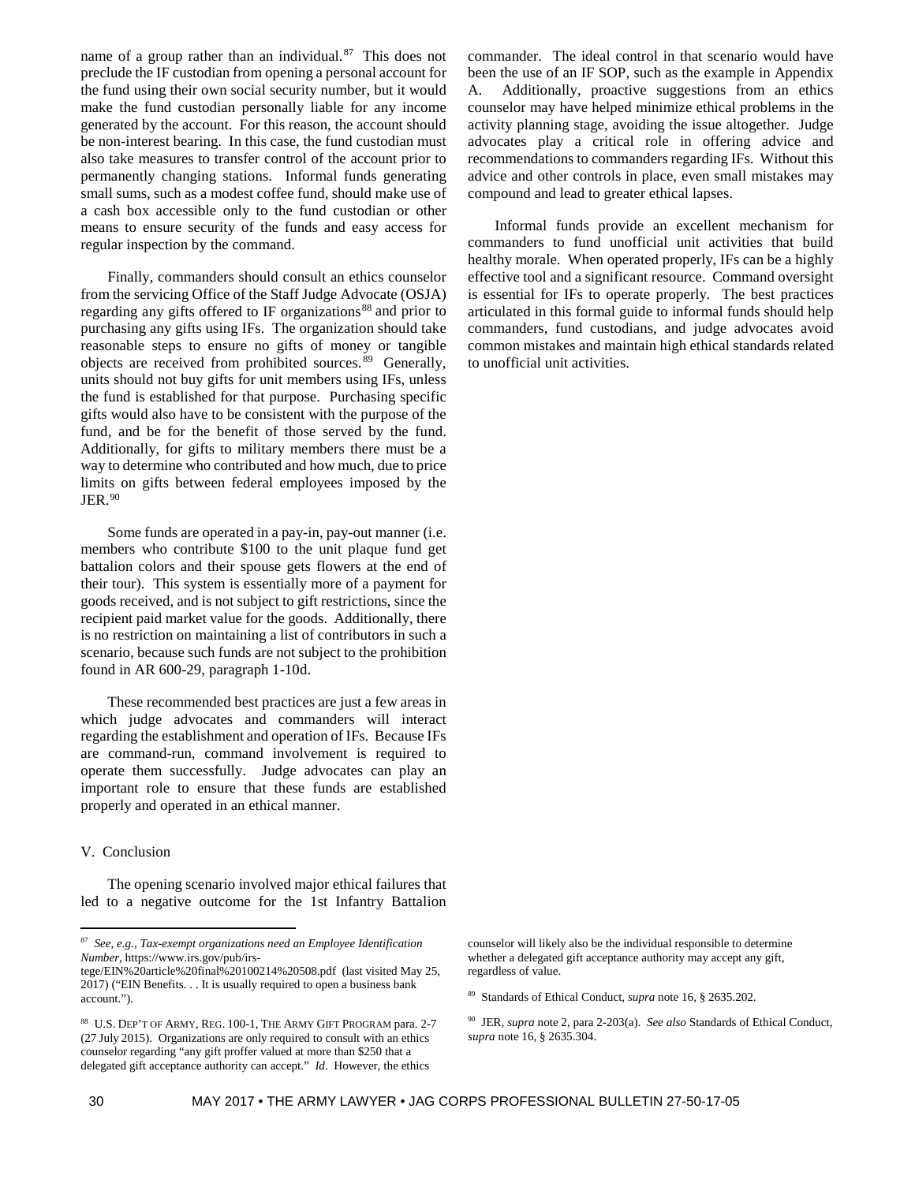name of a group rather than an individual.[87] This does not preclude the IF custodian from opening a personal account for the fund using their own social security number, but it would make the fund custodian personally liable for any income generated by the account. For this reason, the account should be non-interest bearing. In this case, the fund custodian must also take measures to transfer control of the account prior to permanently changing stations. Informal funds generating small sums, such as a modest coffee fund, should make use of a cash box accessible only to the fund custodian or other means to ensure security of the funds and easy access for regular inspection by the command.

Finally, commanders should consult an ethics counselor from the servicing Office of the Staff Judge Advocate (OSJA) regarding any gifts offered to IF organizations[88] and prior to purchasing any gifts using IFs. The organization should take reasonable steps to ensure no gifts of money or tangible objects are received from prohibited sources.[89] Generally, units should not buy gifts for unit members using IFs, unless the fund is established for that purpose. Purchasing specific gifts would also have to be consistent with the purpose of the fund, and be for the benefit of those served by the fund. Additionally, for gifts to military members there must be a way to determine who contributed and how much, due to price limits on gifts between federal employees imposed by the JER.[90]

Some funds are operated in a pay-in, pay-out manner (i.e. members who contribute $100 to the unit plaque fund get battalion colors and their spouse gets flowers at the end of their tour). This system is essentially more of a payment for goods received, and is not subject to gift restrictions, since the recipient paid market value for the goods. Additionally, there is no restriction on maintaining a list of contributors in such a scenario, because such funds are not subject to the prohibition found in AR 600-29, paragraph 1-10d.

These recommended best practices are just a few areas in which judge advocates and commanders will interact regarding the establishment and operation of IFs. Because IFs are command-run, command involvement is required to operate them successfully. Judge advocates can play an important role to ensure that these funds are established properly and operated in an ethical manner.

## V. Conclusion

The opening scenario involved major ethical failures that led to a negative outcome for the 1st Infantry Battalion commander. The ideal control in that scenario would have been the use of an IF SOP, such as the example in Appendix A. Additionally, proactive suggestions from an ethics counselor may have helped minimize ethical problems in the activity planning stage, avoiding the issue altogether. Judge advocates play a critical role in offering advice and recommendations to commanders regarding IFs. Without this advice and other controls in place, even small mistakes may compound and lead to greater ethical lapses.

Informal funds provide an excellent mechanism for commanders to fund unofficial unit activities that build healthy morale. When operated properly, IFs can be a highly effective tool and a significant resource. Command oversight is essential for IFs to operate properly. The best practices articulated in this formal guide to informal funds should help commanders, fund custodians, and judge advocates avoid common mistakes and maintain high ethical standards related to unofficial unit activities.

---

[87] *See, e.g.*, *Tax-exempt organizations need an Employee Identification Number*, https://www.irs.gov/pub/irs-tege/EIN%20article%20final%20100214%20508.pdf (last visited May 25, 2017) ("EIN Benefits. . . It is usually required to open a business bank account.").

[88] U.S. Dep't of Army, Reg. 100-1, The Army Gift Program para. 2-7 (27 July 2015). Organizations are only required to consult with an ethics counselor regarding "any gift proffer valued at more than $250 that a delegated gift acceptance authority can accept." *Id*. However, the ethics counselor will likely also be the individual responsible to determine whether a delegated gift acceptance authority may accept any gift, regardless of value.

[89] Standards of Ethical Conduct, *supra* note 16, § 2635.202.

[90] JER, *supra* note 2, para 2-203(a). *See also* Standards of Ethical Conduct, *supra* note 16, § 2635.304.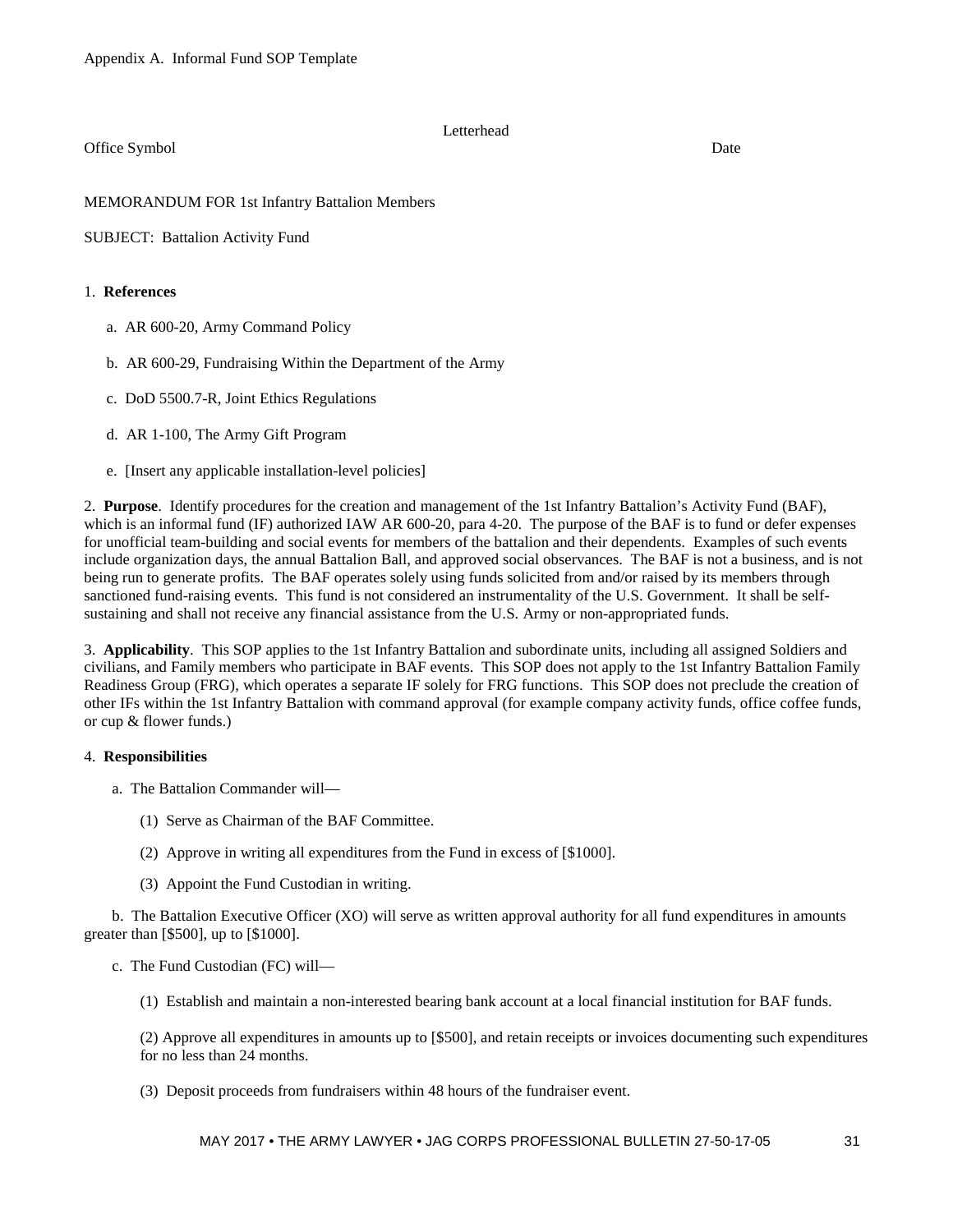Appendix A. Informal Fund SOP Template

Letterhead

Office Symbol Date

MEMORANDUM FOR 1st Infantry Battalion Members

SUBJECT: Battalion Activity Fund

1. **References**

a. AR 600-20, Army Command Policy

b. AR 600-29, Fundraising Within the Department of the Army

c. DoD 5500.7-R, Joint Ethics Regulations

d. AR 1-100, The Army Gift Program

e. [Insert any applicable installation-level policies]

2. **Purpose**. Identify procedures for the creation and management of the 1st Infantry Battalion's Activity Fund (BAF), which is an informal fund (IF) authorized IAW AR 600-20, para 4-20. The purpose of the BAF is to fund or defer expenses for unofficial team-building and social events for members of the battalion and their dependents. Examples of such events include organization days, the annual Battalion Ball, and approved social observances. The BAF is not a business, and is not being run to generate profits. The BAF operates solely using funds solicited from and/or raised by its members through sanctioned fund-raising events. This fund is not considered an instrumentality of the U.S. Government. It shall be self-sustaining and shall not receive any financial assistance from the U.S. Army or non-appropriated funds.

3. **Applicability**. This SOP applies to the 1st Infantry Battalion and subordinate units, including all assigned Soldiers and civilians, and Family members who participate in BAF events. This SOP does not apply to the 1st Infantry Battalion Family Readiness Group (FRG), which operates a separate IF solely for FRG functions. This SOP does not preclude the creation of other IFs within the 1st Infantry Battalion with command approval (for example company activity funds, office coffee funds, or cup & flower funds.)

4. **Responsibilities**

a. The Battalion Commander will—

(1) Serve as Chairman of the BAF Committee.

(2) Approve in writing all expenditures from the Fund in excess of [$1000].

(3) Appoint the Fund Custodian in writing.

b. The Battalion Executive Officer (XO) will serve as written approval authority for all fund expenditures in amounts greater than [$500], up to [$1000].

c. The Fund Custodian (FC) will—

(1) Establish and maintain a non-interested bearing bank account at a local financial institution for BAF funds.

(2) Approve all expenditures in amounts up to [$500], and retain receipts or invoices documenting such expenditures for no less than 24 months.

(3) Deposit proceeds from fundraisers within 48 hours of the fundraiser event.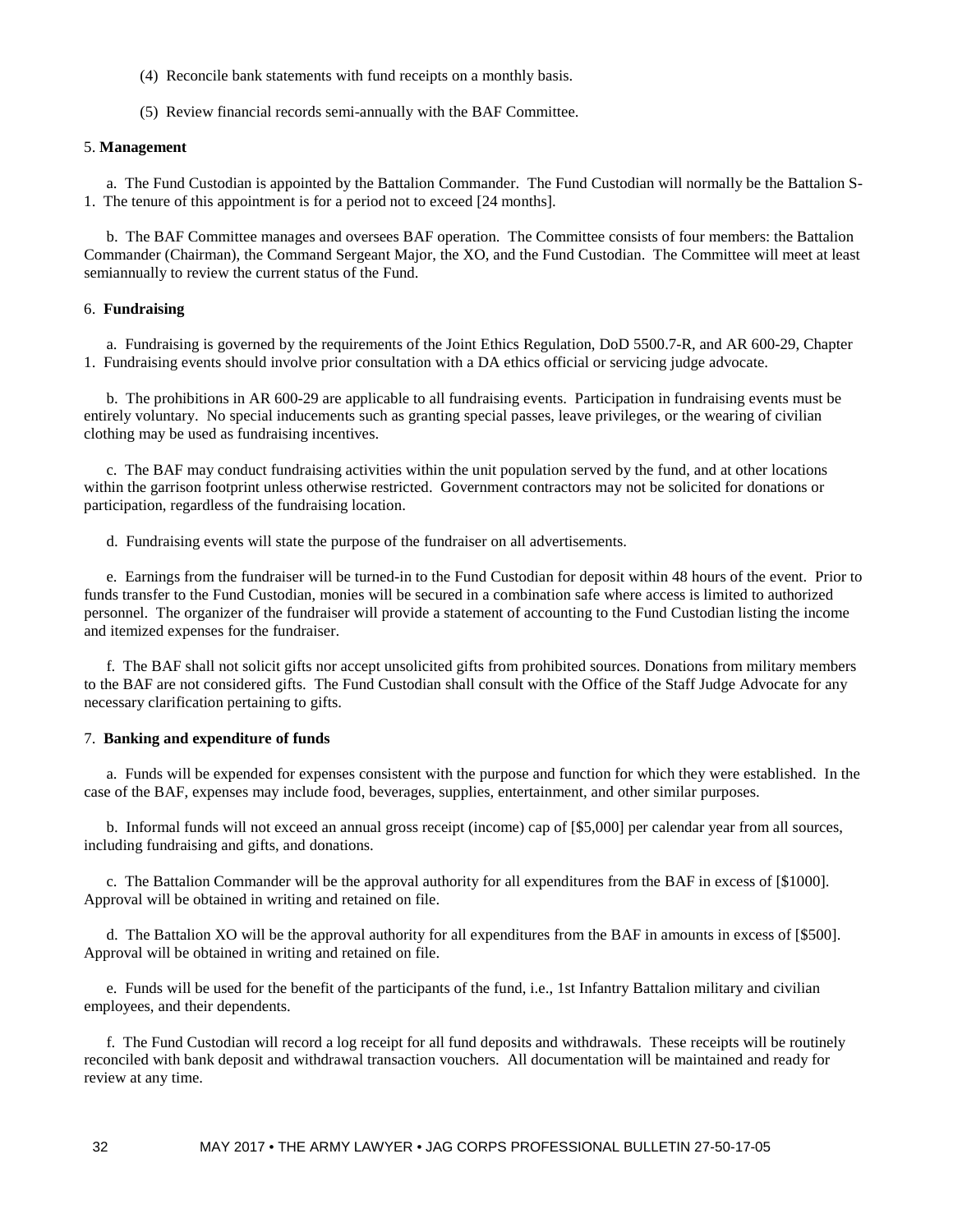(4) Reconcile bank statements with fund receipts on a monthly basis.

(5) Review financial records semi-annually with the BAF Committee.

5. **Management**

a. The Fund Custodian is appointed by the Battalion Commander. The Fund Custodian will normally be the Battalion S-1. The tenure of this appointment is for a period not to exceed [24 months].

b. The BAF Committee manages and oversees BAF operation. The Committee consists of four members: the Battalion Commander (Chairman), the Command Sergeant Major, the XO, and the Fund Custodian. The Committee will meet at least semiannually to review the current status of the Fund.

6. **Fundraising**

a. Fundraising is governed by the requirements of the Joint Ethics Regulation, DoD 5500.7-R, and AR 600-29, Chapter 1. Fundraising events should involve prior consultation with a DA ethics official or servicing judge advocate.

b. The prohibitions in AR 600-29 are applicable to all fundraising events. Participation in fundraising events must be entirely voluntary. No special inducements such as granting special passes, leave privileges, or the wearing of civilian clothing may be used as fundraising incentives.

c. The BAF may conduct fundraising activities within the unit population served by the fund, and at other locations within the garrison footprint unless otherwise restricted. Government contractors may not be solicited for donations or participation, regardless of the fundraising location.

d. Fundraising events will state the purpose of the fundraiser on all advertisements.

e. Earnings from the fundraiser will be turned-in to the Fund Custodian for deposit within 48 hours of the event. Prior to funds transfer to the Fund Custodian, monies will be secured in a combination safe where access is limited to authorized personnel. The organizer of the fundraiser will provide a statement of accounting to the Fund Custodian listing the income and itemized expenses for the fundraiser.

f. The BAF shall not solicit gifts nor accept unsolicited gifts from prohibited sources. Donations from military members to the BAF are not considered gifts. The Fund Custodian shall consult with the Office of the Staff Judge Advocate for any necessary clarification pertaining to gifts.

7. **Banking and expenditure of funds**

a. Funds will be expended for expenses consistent with the purpose and function for which they were established. In the case of the BAF, expenses may include food, beverages, supplies, entertainment, and other similar purposes.

b. Informal funds will not exceed an annual gross receipt (income) cap of [$5,000] per calendar year from all sources, including fundraising and gifts, and donations.

c. The Battalion Commander will be the approval authority for all expenditures from the BAF in excess of [$1000]. Approval will be obtained in writing and retained on file.

d. The Battalion XO will be the approval authority for all expenditures from the BAF in amounts in excess of [$500]. Approval will be obtained in writing and retained on file.

e. Funds will be used for the benefit of the participants of the fund, i.e., 1st Infantry Battalion military and civilian employees, and their dependents.

f. The Fund Custodian will record a log receipt for all fund deposits and withdrawals. These receipts will be routinely reconciled with bank deposit and withdrawal transaction vouchers. All documentation will be maintained and ready for review at any time.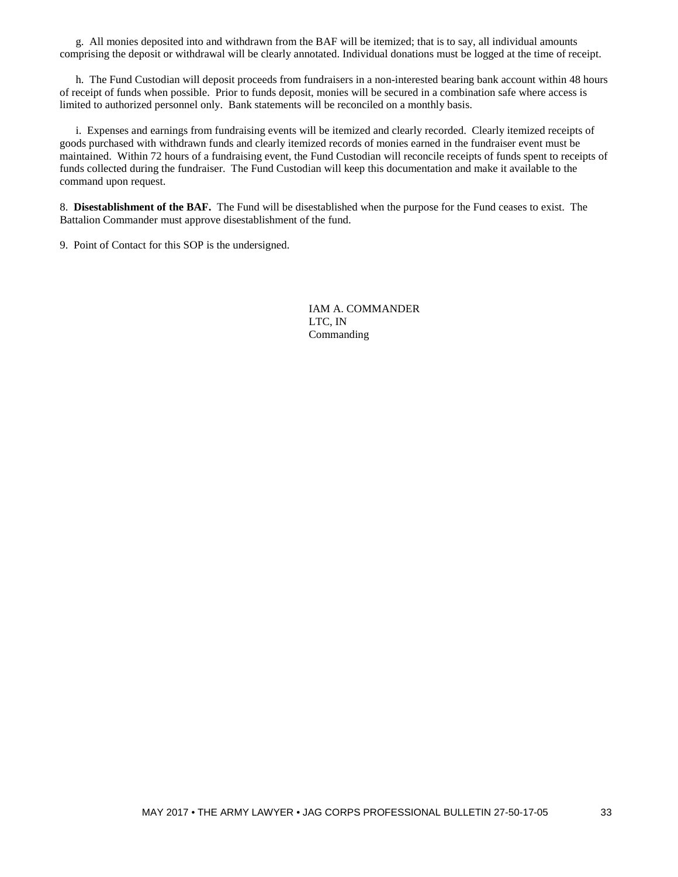g. All monies deposited into and withdrawn from the BAF will be itemized; that is to say, all individual amounts comprising the deposit or withdrawal will be clearly annotated. Individual donations must be logged at the time of receipt.

h. The Fund Custodian will deposit proceeds from fundraisers in a non-interested bearing bank account within 48 hours of receipt of funds when possible. Prior to funds deposit, monies will be secured in a combination safe where access is limited to authorized personnel only. Bank statements will be reconciled on a monthly basis.

i. Expenses and earnings from fundraising events will be itemized and clearly recorded. Clearly itemized receipts of goods purchased with withdrawn funds and clearly itemized records of monies earned in the fundraiser event must be maintained. Within 72 hours of a fundraising event, the Fund Custodian will reconcile receipts of funds spent to receipts of funds collected during the fundraiser. The Fund Custodian will keep this documentation and make it available to the command upon request.

8. **Disestablishment of the BAF.** The Fund will be disestablished when the purpose for the Fund ceases to exist. The Battalion Commander must approve disestablishment of the fund.

9. Point of Contact for this SOP is the undersigned.

IAM A. COMMANDER
LTC, IN
Commanding